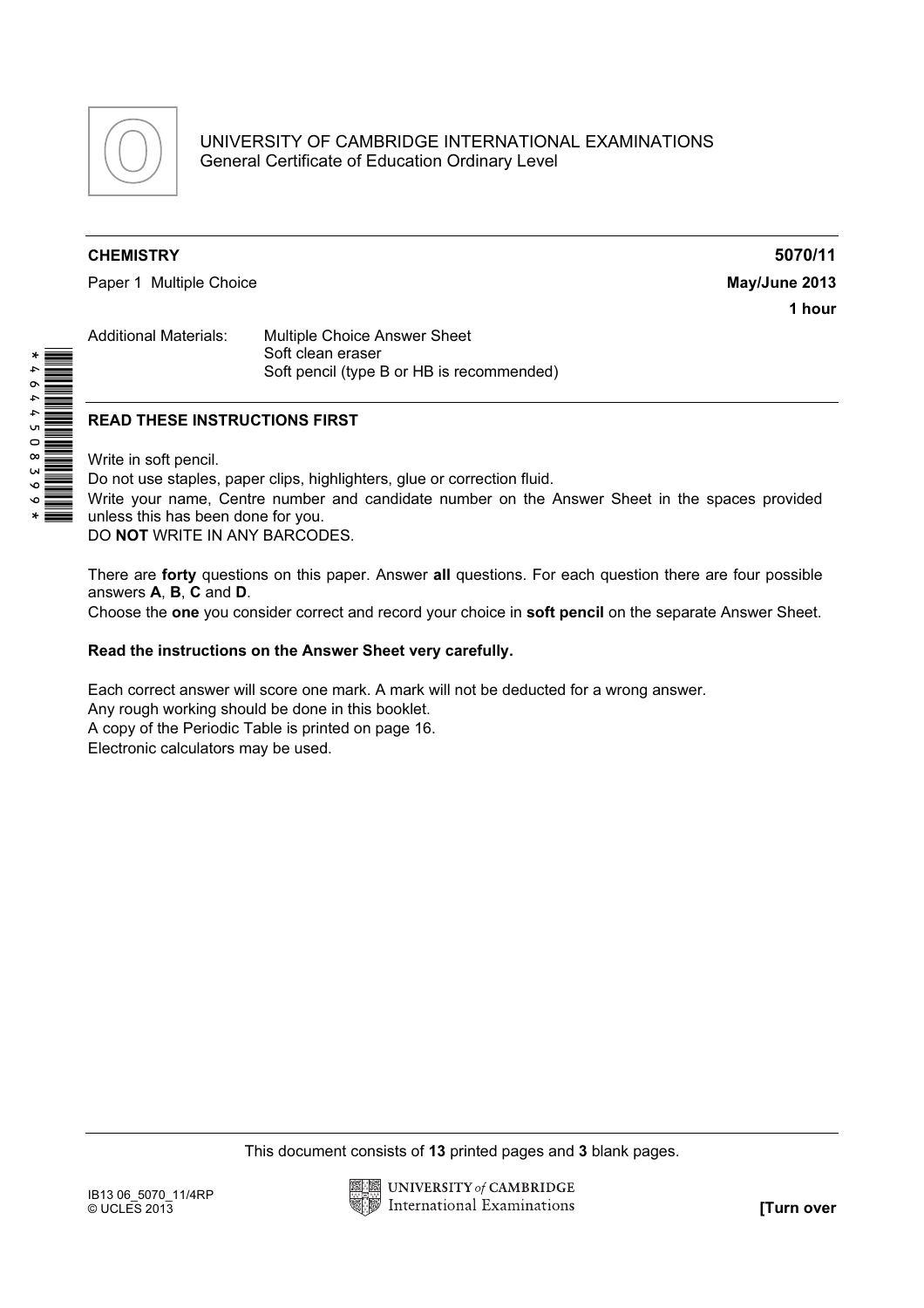UNIVERSITY OF CAMBRIDGE INTERNATIONAL EXAMINATIONS
General Certificate of Education Ordinary Level

**CHEMISTRY** **5070/11**

Paper 1 Multiple Choice **May/June 2013**

**1 hour**

Additional Materials: Multiple Choice Answer Sheet
Soft clean eraser
Soft pencil (type B or HB is recommended)

## READ THESE INSTRUCTIONS FIRST

Write in soft pencil.
Do not use staples, paper clips, highlighters, glue or correction fluid.
Write your name, Centre number and candidate number on the Answer Sheet in the spaces provided unless this has been done for you.
DO **NOT** WRITE IN ANY BARCODES.

There are **forty** questions on this paper. Answer **all** questions. For each question there are four possible answers **A**, **B**, **C** and **D**.
Choose the **one** you consider correct and record your choice in **soft pencil** on the separate Answer Sheet.

**Read the instructions on the Answer Sheet very carefully.**

Each correct answer will score one mark. A mark will not be deducted for a wrong answer.
Any rough working should be done in this booklet.
A copy of the Periodic Table is printed on page 16.
Electronic calculators may be used.

This document consists of **13** printed pages and **3** blank pages.

IB13 06_5070_11/4RP
© UCLES 2013

**[Turn over**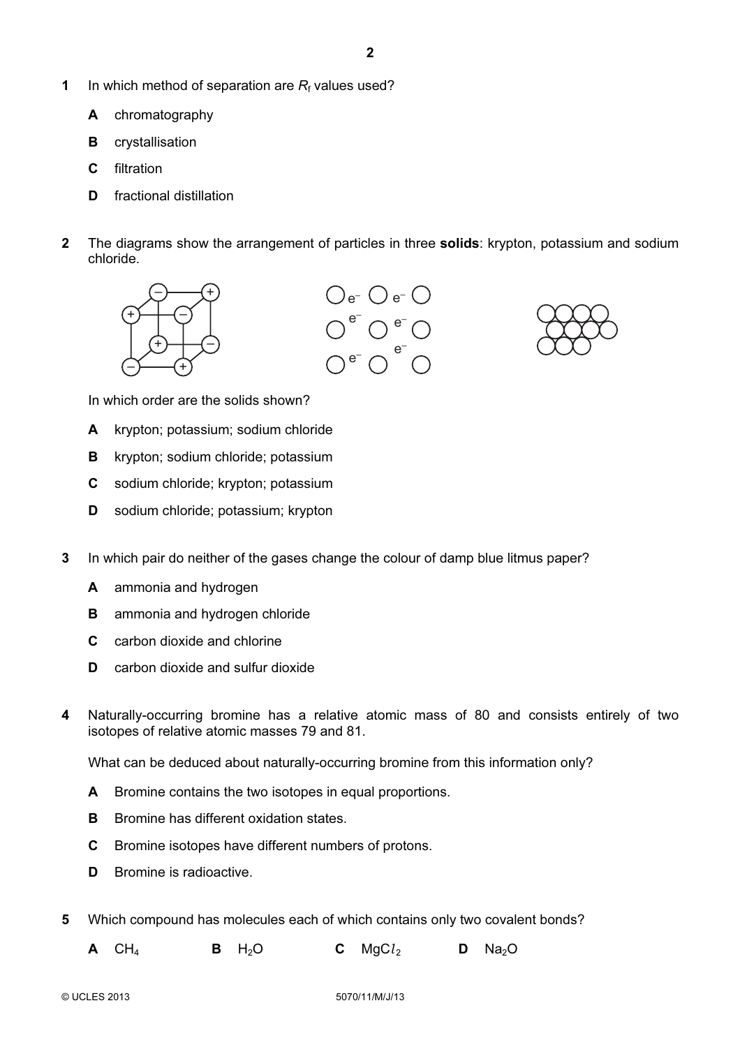**1** In which method of separation are $R_f$ values used?

**A** chromatography

**B** crystallisation

**C** filtration

**D** fractional distillation

**2** The diagrams show the arrangement of particles in three **solids**: krypton, potassium and sodium chloride.

In which order are the solids shown?

**A** krypton; potassium; sodium chloride

**B** krypton; sodium chloride; potassium

**C** sodium chloride; krypton; potassium

**D** sodium chloride; potassium; krypton

**3** In which pair do neither of the gases change the colour of damp blue litmus paper?

**A** ammonia and hydrogen

**B** ammonia and hydrogen chloride

**C** carbon dioxide and chlorine

**D** carbon dioxide and sulfur dioxide

**4** Naturally-occurring bromine has a relative atomic mass of 80 and consists entirely of two isotopes of relative atomic masses 79 and 81.

What can be deduced about naturally-occurring bromine from this information only?

**A** Bromine contains the two isotopes in equal proportions.

**B** Bromine has different oxidation states.

**C** Bromine isotopes have different numbers of protons.

**D** Bromine is radioactive.

**5** Which compound has molecules each of which contains only two covalent bonds?

**A** $CH_4$ **B** $H_2O$ **C** $MgCl_2$ **D** $Na_2O$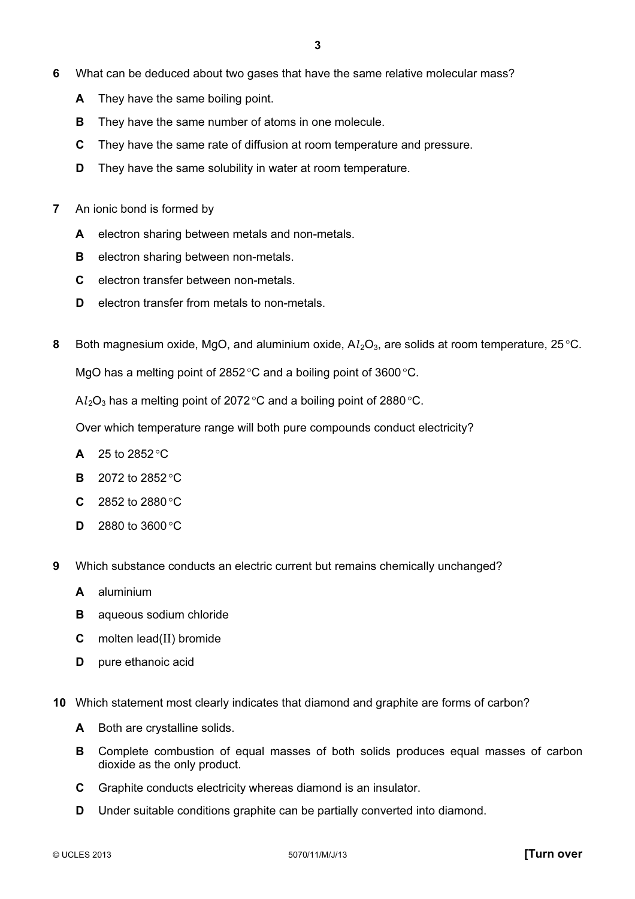**6** What can be deduced about two gases that have the same relative molecular mass?

**A** They have the same boiling point.

**B** They have the same number of atoms in one molecule.

**C** They have the same rate of diffusion at room temperature and pressure.

**D** They have the same solubility in water at room temperature.

**7** An ionic bond is formed by

**A** electron sharing between metals and non-metals.

**B** electron sharing between non-metals.

**C** electron transfer between non-metals.

**D** electron transfer from metals to non-metals.

**8** Both magnesium oxide, MgO, and aluminium oxide, $Al_2O_3$, are solids at room temperature, 25 °C.

MgO has a melting point of 2852 °C and a boiling point of 3600 °C.

$Al_2O_3$ has a melting point of 2072 °C and a boiling point of 2880 °C.

Over which temperature range will both pure compounds conduct electricity?

**A** 25 to 2852 °C

**B** 2072 to 2852 °C

**C** 2852 to 2880 °C

**D** 2880 to 3600 °C

**9** Which substance conducts an electric current but remains chemically unchanged?

**A** aluminium

**B** aqueous sodium chloride

**C** molten lead(II) bromide

**D** pure ethanoic acid

**10** Which statement most clearly indicates that diamond and graphite are forms of carbon?

**A** Both are crystalline solids.

**B** Complete combustion of equal masses of both solids produces equal masses of carbon dioxide as the only product.

**C** Graphite conducts electricity whereas diamond is an insulator.

**D** Under suitable conditions graphite can be partially converted into diamond.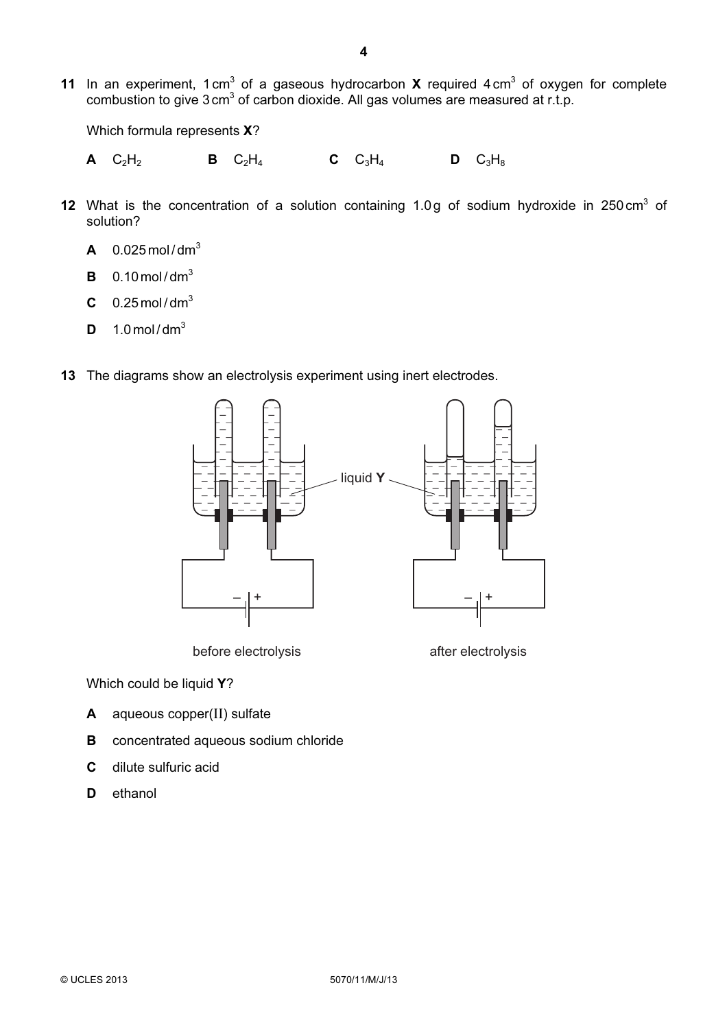**11** In an experiment, 1 $cm^3$ of a gaseous hydrocarbon **X** required 4 $cm^3$ of oxygen for complete combustion to give 3 $cm^3$ of carbon dioxide. All gas volumes are measured at r.t.p.

Which formula represents **X**?

**A** $C_2H_2$ **B** $C_2H_4$ **C** $C_3H_4$ **D** $C_3H_8$

**12** What is the concentration of a solution containing 1.0 g of sodium hydroxide in 250 $cm^3$ of solution?

**A** 0.025 mol / $dm^3$

**B** 0.10 mol / $dm^3$

**C** 0.25 mol / $dm^3$

**D** 1.0 mol / $dm^3$

**13** The diagrams show an electrolysis experiment using inert electrodes.

liquid **Y**

before electrolysis after electrolysis

Which could be liquid **Y**?

**A** aqueous copper(II) sulfate

**B** concentrated aqueous sodium chloride

**C** dilute sulfuric acid

**D** ethanol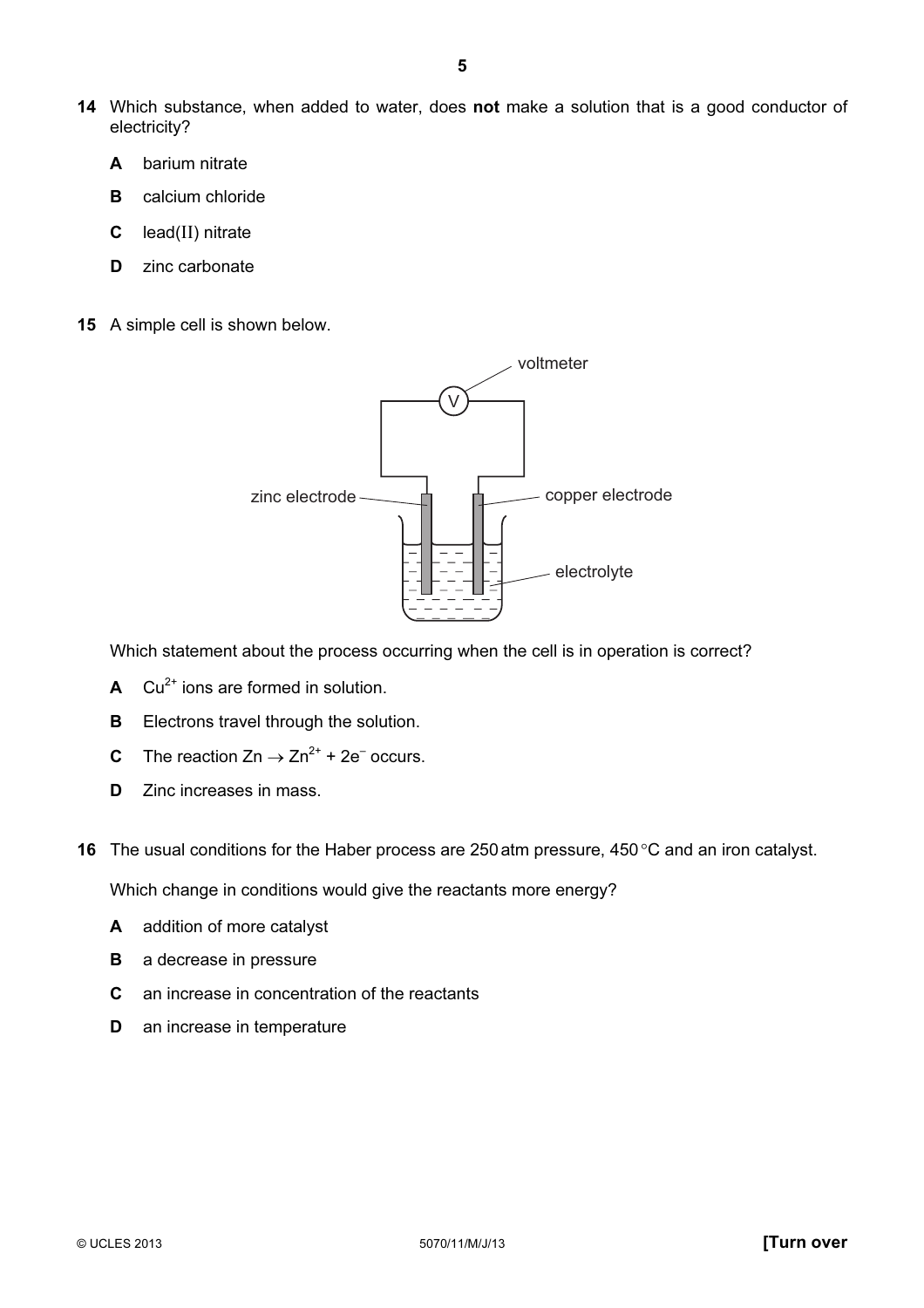**14** Which substance, when added to water, does **not** make a solution that is a good conductor of electricity?

- **A** barium nitrate
- **B** calcium chloride
- **C** lead(II) nitrate
- **D** zinc carbonate

**15** A simple cell is shown below.

voltmeter

zinc electrode

copper electrode

electrolyte

Which statement about the process occurring when the cell is in operation is correct?

- **A** $Cu^{2+}$ ions are formed in solution.
- **B** Electrons travel through the solution.
- **C** The reaction $Zn \rightarrow Zn^{2+} + 2e^-$ occurs.
- **D** Zinc increases in mass.

**16** The usual conditions for the Haber process are 250 atm pressure, 450 °C and an iron catalyst.

Which change in conditions would give the reactants more energy?

- **A** addition of more catalyst
- **B** a decrease in pressure
- **C** an increase in concentration of the reactants
- **D** an increase in temperature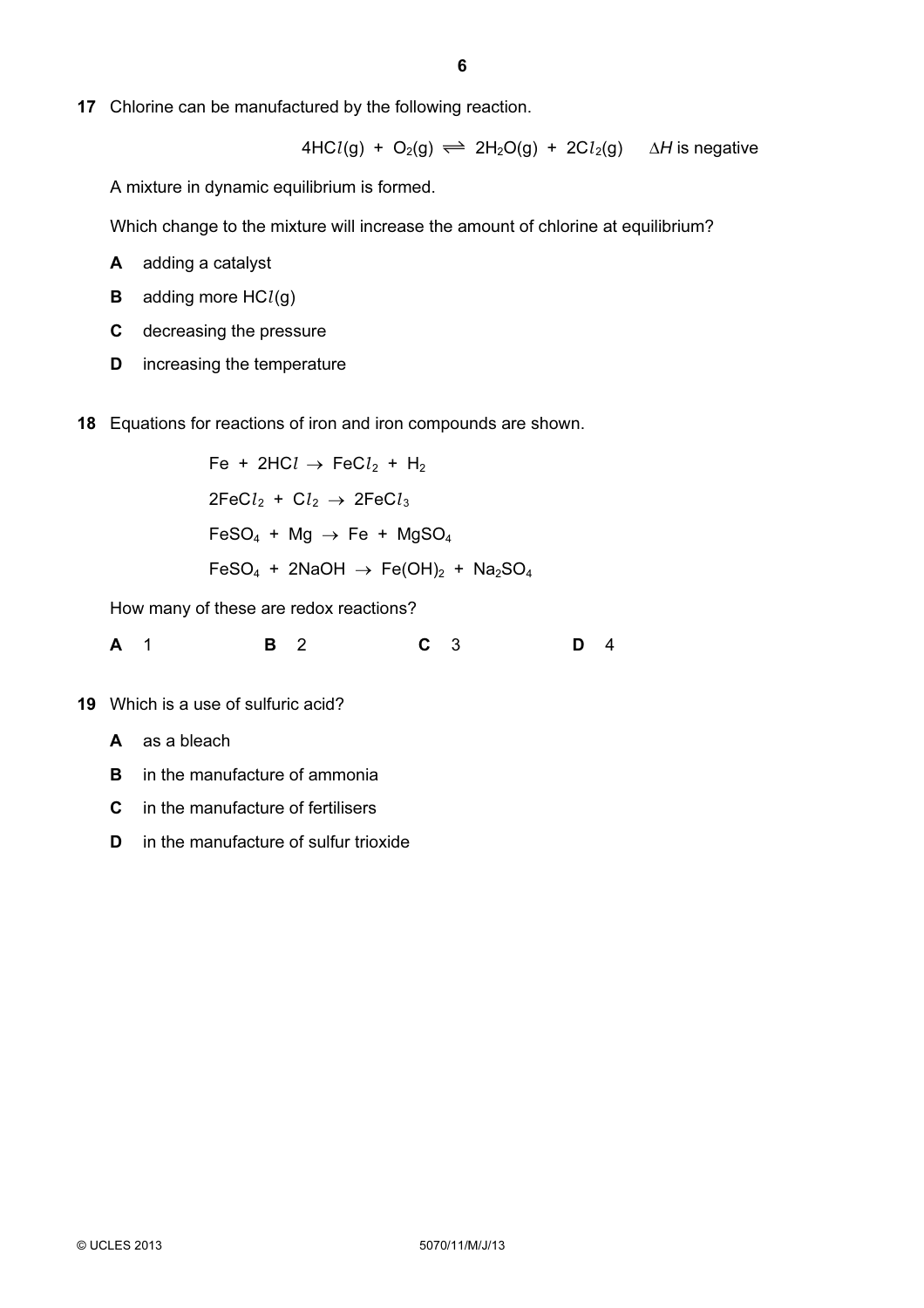**17** Chlorine can be manufactured by the following reaction.

$$4HCl(g) + O_2(g) \rightleftharpoons 2H_2O(g) + 2Cl_2(g) \quad \Delta H \text{ is negative}$$

A mixture in dynamic equilibrium is formed.

Which change to the mixture will increase the amount of chlorine at equilibrium?

**A** adding a catalyst

**B** adding more $HCl(g)$

**C** decreasing the pressure

**D** increasing the temperature

**18** Equations for reactions of iron and iron compounds are shown.

$$Fe + 2HCl \rightarrow FeCl_2 + H_2$$

$$2FeCl_2 + Cl_2 \rightarrow 2FeCl_3$$

$$FeSO_4 + Mg \rightarrow Fe + MgSO_4$$

$$FeSO_4 + 2NaOH \rightarrow Fe(OH)_2 + Na_2SO_4$$

How many of these are redox reactions?

**A** 1 **B** 2 **C** 3 **D** 4

**19** Which is a use of sulfuric acid?

**A** as a bleach

**B** in the manufacture of ammonia

**C** in the manufacture of fertilisers

**D** in the manufacture of sulfur trioxide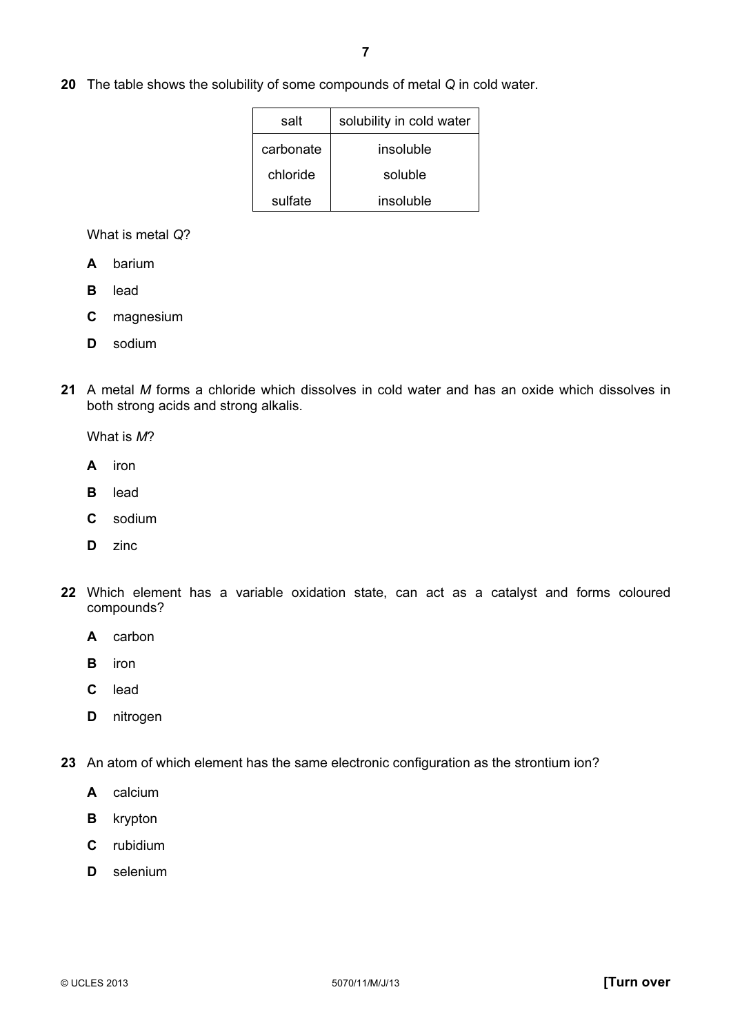**20** The table shows the solubility of some compounds of metal *Q* in cold water.

| salt | solubility in cold water |
|---|---|
| carbonate | insoluble |
| chloride | soluble |
| sulfate | insoluble |

What is metal *Q*?

**A** barium

**B** lead

**C** magnesium

**D** sodium

**21** A metal *M* forms a chloride which dissolves in cold water and has an oxide which dissolves in both strong acids and strong alkalis.

What is *M*?

**A** iron

**B** lead

**C** sodium

**D** zinc

**22** Which element has a variable oxidation state, can act as a catalyst and forms coloured compounds?

**A** carbon

**B** iron

**C** lead

**D** nitrogen

**23** An atom of which element has the same electronic configuration as the strontium ion?

**A** calcium

**B** krypton

**C** rubidium

**D** selenium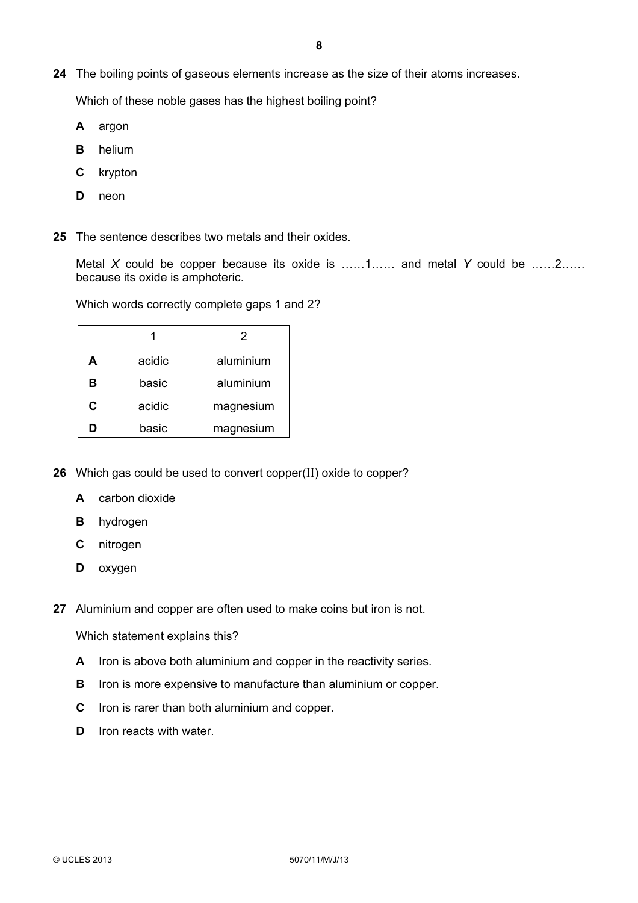**24** The boiling points of gaseous elements increase as the size of their atoms increases.

Which of these noble gases has the highest boiling point?

**A** argon

**B** helium

**C** krypton

**D** neon

**25** The sentence describes two metals and their oxides.

Metal *X* could be copper because its oxide is ……1…… and metal *Y* could be ……2…… because its oxide is amphoteric.

Which words correctly complete gaps 1 and 2?

| | 1 | 2 |
|---|---|---|
| **A** | acidic | aluminium |
| **B** | basic | aluminium |
| **C** | acidic | magnesium |
| **D** | basic | magnesium |

**26** Which gas could be used to convert copper(II) oxide to copper?

**A** carbon dioxide

**B** hydrogen

**C** nitrogen

**D** oxygen

**27** Aluminium and copper are often used to make coins but iron is not.

Which statement explains this?

**A** Iron is above both aluminium and copper in the reactivity series.

**B** Iron is more expensive to manufacture than aluminium or copper.

**C** Iron is rarer than both aluminium and copper.

**D** Iron reacts with water.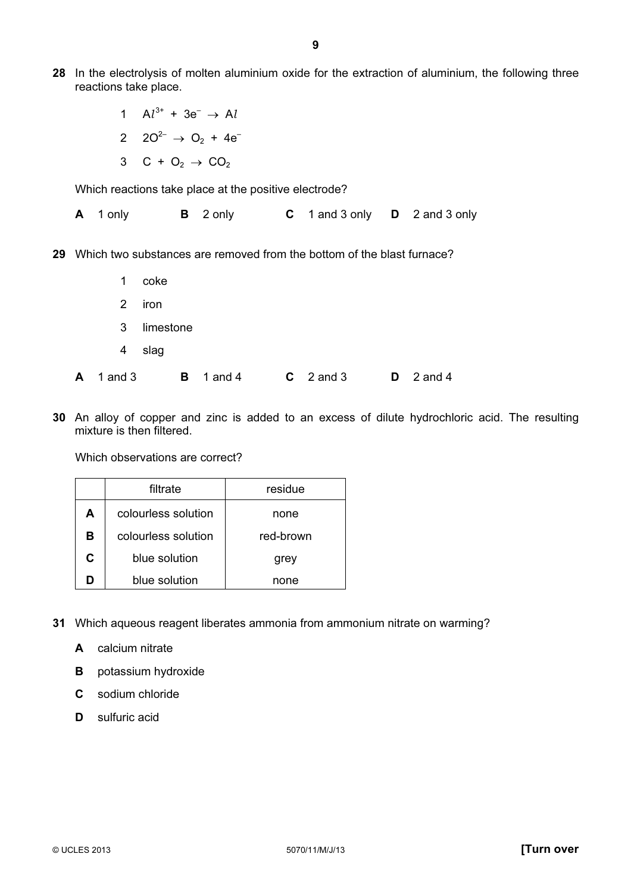**28** In the electrolysis of molten aluminium oxide for the extraction of aluminium, the following three reactions take place.

1 $Al^{3+} + 3e^- \rightarrow Al$

2 $2O^{2-} \rightarrow O_2 + 4e^-$

3 $C + O_2 \rightarrow CO_2$

Which reactions take place at the positive electrode?

**A** 1 only **B** 2 only **C** 1 and 3 only **D** 2 and 3 only

**29** Which two substances are removed from the bottom of the blast furnace?

1 coke

2 iron

3 limestone

4 slag

**A** 1 and 3 **B** 1 and 4 **C** 2 and 3 **D** 2 and 4

**30** An alloy of copper and zinc is added to an excess of dilute hydrochloric acid. The resulting mixture is then filtered.

Which observations are correct?

| | filtrate | residue |
|---|---|---|
| **A** | colourless solution | none |
| **B** | colourless solution | red-brown |
| **C** | blue solution | grey |
| **D** | blue solution | none |

**31** Which aqueous reagent liberates ammonia from ammonium nitrate on warming?

**A** calcium nitrate

**B** potassium hydroxide

**C** sodium chloride

**D** sulfuric acid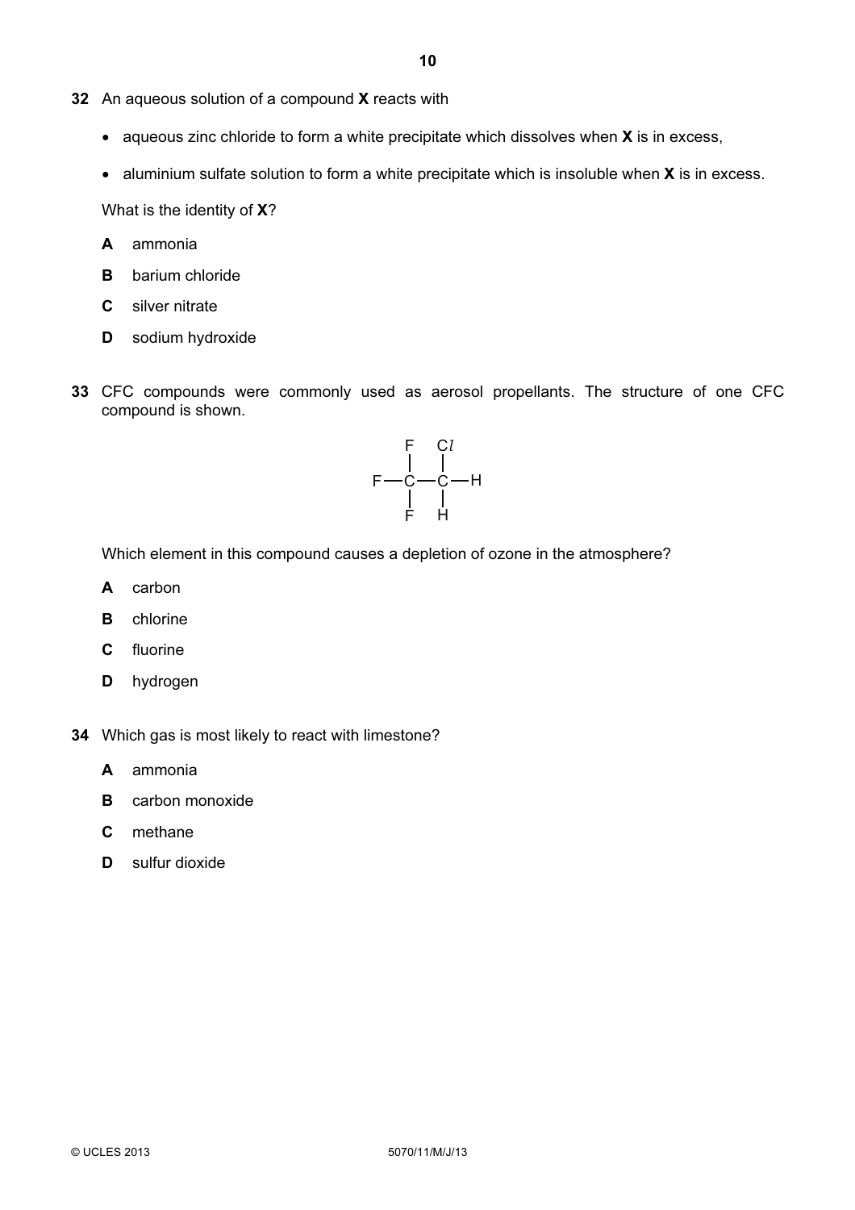**32** An aqueous solution of a compound **X** reacts with

- aqueous zinc chloride to form a white precipitate which dissolves when **X** is in excess,
- aluminium sulfate solution to form a white precipitate which is insoluble when **X** is in excess.

What is the identity of **X**?

**A** ammonia

**B** barium chloride

**C** silver nitrate

**D** sodium hydroxide

**33** CFC compounds were commonly used as aerosol propellants. The structure of one CFC compound is shown.

```
    F   Cl
    |   |
F — C — C — H
    |   |
    F   H
```

Which element in this compound causes a depletion of ozone in the atmosphere?

**A** carbon

**B** chlorine

**C** fluorine

**D** hydrogen

**34** Which gas is most likely to react with limestone?

**A** ammonia

**B** carbon monoxide

**C** methane

**D** sulfur dioxide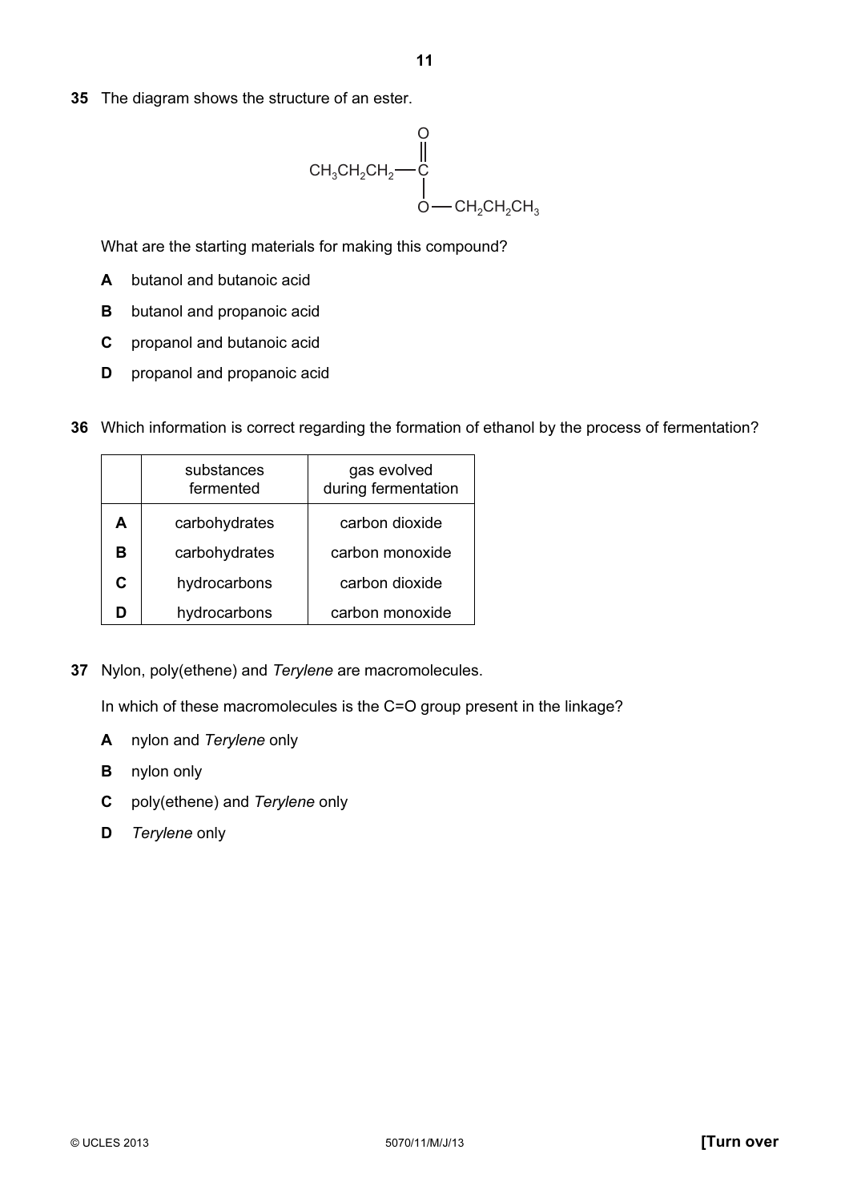**35** The diagram shows the structure of an ester.

$$CH_3CH_2CH_2-\overset{\displaystyle O \atop \displaystyle \|}{C}-O-CH_2CH_2CH_3$$

What are the starting materials for making this compound?

**A** butanol and butanoic acid

**B** butanol and propanoic acid

**C** propanol and butanoic acid

**D** propanol and propanoic acid

**36** Which information is correct regarding the formation of ethanol by the process of fermentation?

| | substances fermented | gas evolved during fermentation |
|---|---|---|
| **A** | carbohydrates | carbon dioxide |
| **B** | carbohydrates | carbon monoxide |
| **C** | hydrocarbons | carbon dioxide |
| **D** | hydrocarbons | carbon monoxide |

**37** Nylon, poly(ethene) and *Terylene* are macromolecules.

In which of these macromolecules is the C=O group present in the linkage?

**A** nylon and *Terylene* only

**B** nylon only

**C** poly(ethene) and *Terylene* only

**D** *Terylene* only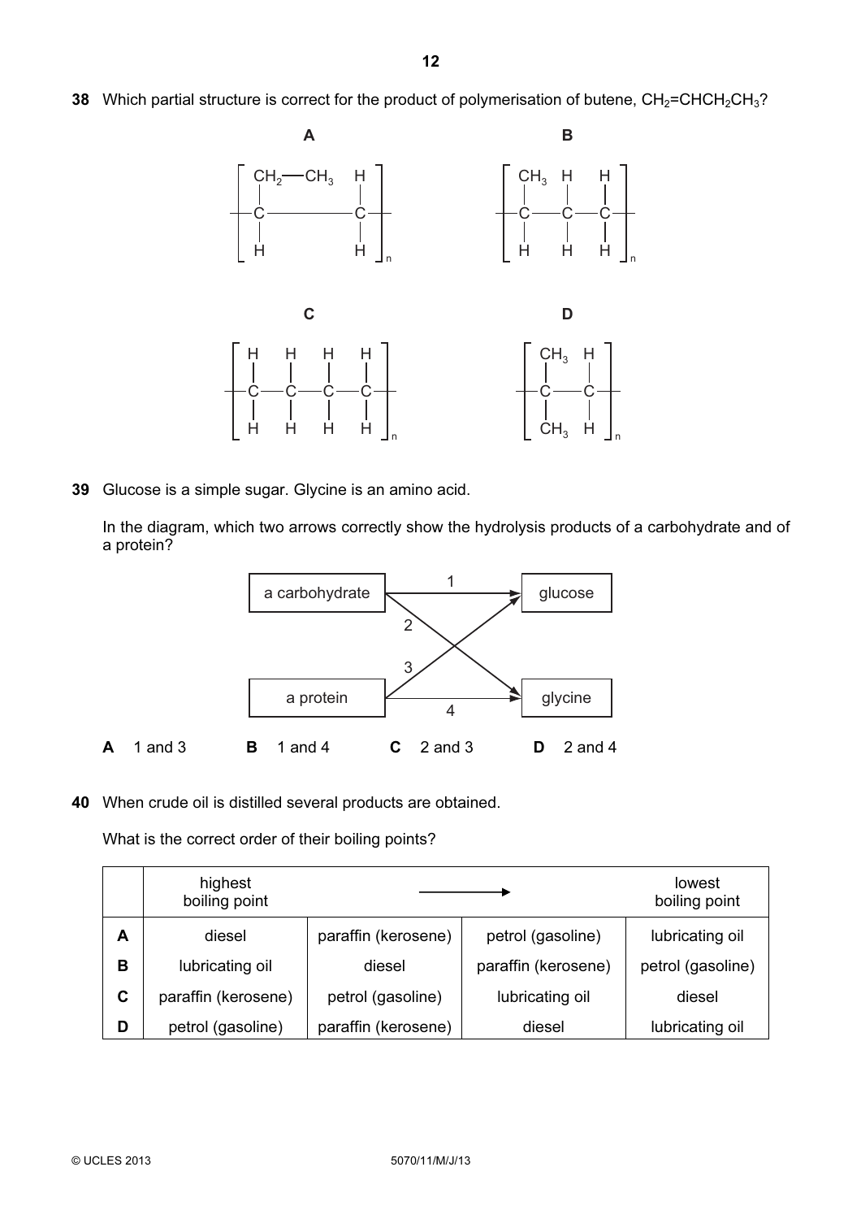**38** Which partial structure is correct for the product of polymerisation of butene, $CH_2$=$CHCH_2CH_3$?

**A**

$$\left[ \begin{array}{ccc} CH_2\text{—}CH_3 & & H \\ | & & | \\ \text{—}C & \text{———} & C\text{—} \\ | & & | \\ H & & H \end{array} \right]_n$$

**B**

$$\left[ \begin{array}{ccc} CH_3 & H & H \\ | & | & | \\ \text{—}C\text{—} & C & \text{—}C\text{—} \\ | & | & | \\ H & H & H \end{array} \right]_n$$

**C**

$$\left[ \begin{array}{cccc} H & H & H & H \\ | & | & | & | \\ \text{—}C\text{—} & C\text{—} & C\text{—} & C\text{—} \\ | & | & | & | \\ H & H & H & H \end{array} \right]_n$$

**D**

$$\left[ \begin{array}{cc} CH_3 & H \\ | & | \\ \text{—}C\text{—} & C\text{—} \\ | & | \\ CH_3 & H \end{array} \right]_n$$

**39** Glucose is a simple sugar. Glycine is an amino acid.

In the diagram, which two arrows correctly show the hydrolysis products of a carbohydrate and of a protein?

- Arrow 1: a carbohydrate → glucose
- Arrow 2: a carbohydrate → glycine
- Arrow 3: a protein → glucose
- Arrow 4: a protein → glycine

**A** 1 and 3 **B** 1 and 4 **C** 2 and 3 **D** 2 and 4

**40** When crude oil is distilled several products are obtained.

What is the correct order of their boiling points?

| | highest boiling point | → | | lowest boiling point |
|---|---|---|---|---|
| **A** | diesel | paraffin (kerosene) | petrol (gasoline) | lubricating oil |
| **B** | lubricating oil | diesel | paraffin (kerosene) | petrol (gasoline) |
| **C** | paraffin (kerosene) | petrol (gasoline) | lubricating oil | diesel |
| **D** | petrol (gasoline) | paraffin (kerosene) | diesel | lubricating oil |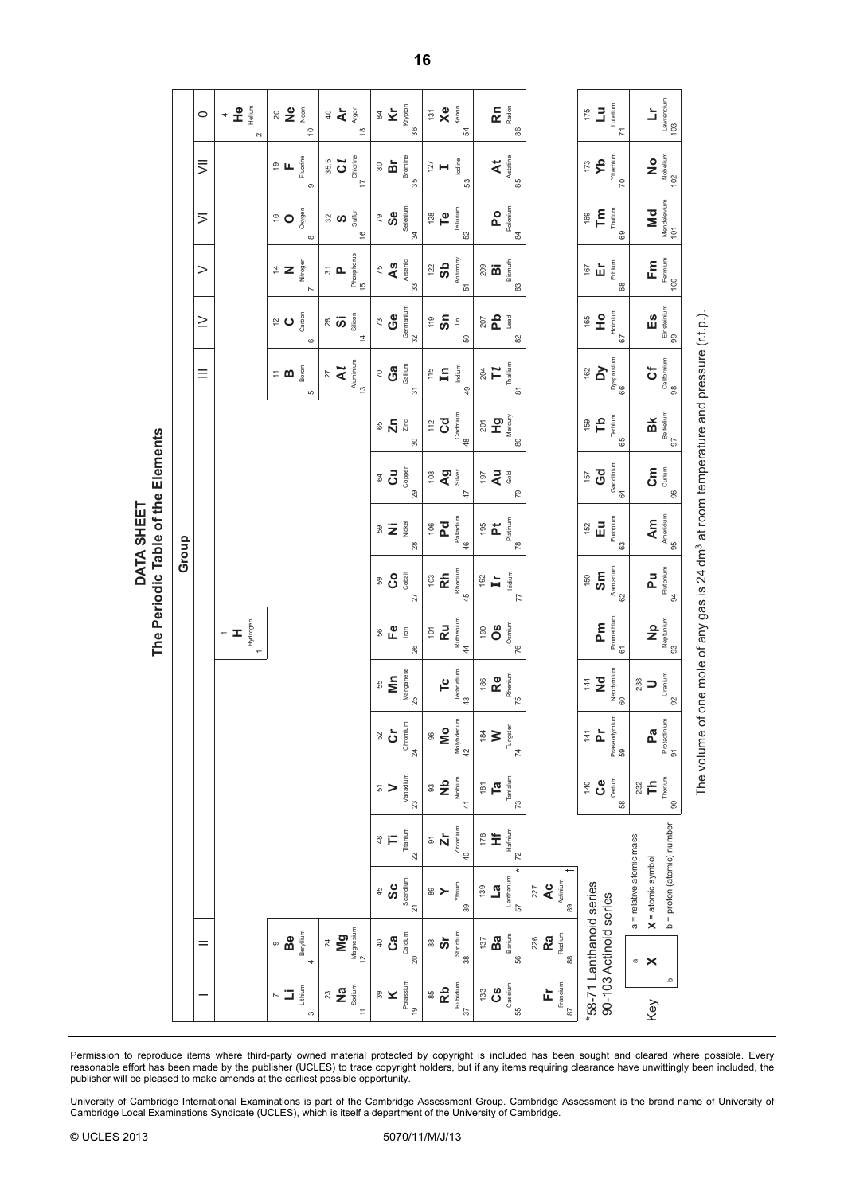# DATA SHEET

## The Periodic Table of the Elements

**Group**

| I | II | | | | | | | | | | | III | IV | V | VI | VII | 0 |
|---|---|---|---|---|---|---|---|---|---|---|---|---|---|---|---|---|---|
| | | | | | | | 1 **H** Hydrogen 1 | | | | | | | | | | 4 **He** Helium 2 |
| 7 **Li** Lithium 3 | 9 **Be** Beryllium 4 | | | | | | | | | | | 11 **B** Boron 5 | 12 **C** Carbon 6 | 14 **N** Nitrogen 7 | 16 **O** Oxygen 8 | 19 **F** Fluorine 9 | 20 **Ne** Neon 10 |
| 23 **Na** Sodium 11 | 24 **Mg** Magnesium 12 | | | | | | | | | | | 27 **Al** Aluminium 13 | 28 **Si** Silicon 14 | 31 **P** Phosphorus 15 | 32 **S** Sulfur 16 | 35.5 **Cl** Chlorine 17 | 40 **Ar** Argon 18 |
| 39 **K** Potassium 19 | 40 **Ca** Calcium 20 | 45 **Sc** Scandium 21 | 48 **Ti** Titanium 22 | 51 **V** Vanadium 23 | 52 **Cr** Chromium 24 | 55 **Mn** Manganese 25 | 56 **Fe** Iron 26 | 59 **Co** Cobalt 27 | 59 **Ni** Nickel 28 | 64 **Cu** Copper 29 | 65 **Zn** Zinc 30 | 70 **Ga** Gallium 31 | 73 **Ge** Germanium 32 | 75 **As** Arsenic 33 | 79 **Se** Selenium 34 | 80 **Br** Bromine 35 | 84 **Kr** Krypton 36 |
| 85 **Rb** Rubidium 37 | 88 **Sr** Strontium 38 | 89 **Y** Yttrium 39 | 91 **Zr** Zirconium 40 | 93 **Nb** Niobium 41 | 96 **Mo** Molybdenum 42 | **Tc** Technetium 43 | 101 **Ru** Ruthenium 44 | 103 **Rh** Rhodium 45 | 106 **Pd** Palladium 46 | 108 **Ag** Silver 47 | 112 **Cd** Cadmium 48 | 115 **In** Indium 49 | 119 **Sn** Tin 50 | 122 **Sb** Antimony 51 | 128 **Te** Tellurium 52 | 127 **I** Iodine 53 | 131 **Xe** Xenon 54 |
| 133 **Cs** Caesium 55 | 137 **Ba** Barium 56 | 139 **La** Lanthanum 57 * | 178 **Hf** Hafnium 72 | 181 **Ta** Tantalum 73 | 184 **W** Tungsten 74 | 186 **Re** Rhenium 75 | 190 **Os** Osmium 76 | 192 **Ir** Iridium 77 | 195 **Pt** Platinum 78 | 197 **Au** Gold 79 | 201 **Hg** Mercury 80 | 204 **Tl** Thallium 81 | 207 **Pb** Lead 82 | 209 **Bi** Bismuth 83 | **Po** Polonium 84 | **At** Astatine 85 | **Rn** Radon 86 |
| **Fr** Francium 87 | 226 **Ra** Radium 88 | 227 **Ac** Actinium 89 † | | | | | | | | | | | | | | | |

| | | | | | | | | | | | | | | |
|---|---|---|---|---|---|---|---|---|---|---|---|---|---|---|
| *58-71 Lanthanoid series | 140 **Ce** Cerium 58 | 141 **Pr** Praseodymium 59 | 144 **Nd** Neodymium 60 | **Pm** Promethium 61 | 150 **Sm** Samarium 62 | 152 **Eu** Europium 63 | 157 **Gd** Gadolinium 64 | 159 **Tb** Terbium 65 | 162 **Dy** Dysprosium 66 | 165 **Ho** Holmium 67 | 167 **Er** Erbium 68 | 169 **Tm** Thulium 69 | 173 **Yb** Ytterbium 70 | 175 **Lu** Lutetium 71 |
| †90-103 Actinoid series | 232 **Th** Thorium 90 | **Pa** Protactinium 91 | 238 **U** Uranium 92 | **Np** Neptunium 93 | **Pu** Plutonium 94 | **Am** Americium 95 | **Cm** Curium 96 | **Bk** Berkelium 97 | **Cf** Californium 98 | **Es** Einsteinium 99 | **Fm** Fermium 100 | **Md** Mendelevium 101 | **No** Nobelium 102 | **Lr** Lawrencium 103 |

Key:
a = relative atomic mass
**X** = atomic symbol
b = proton (atomic) number

The volume of one mole of any gas is 24 $dm^3$ at room temperature and pressure (r.t.p.).

Permission to reproduce items where third-party owned material protected by copyright is included has been sought and cleared where possible. Every reasonable effort has been made by the publisher (UCLES) to trace copyright holders, but if any items requiring clearance have unwittingly been included, the publisher will be pleased to make amends at the earliest possible opportunity.

University of Cambridge International Examinations is part of the Cambridge Assessment Group. Cambridge Assessment is the brand name of University of Cambridge Local Examinations Syndicate (UCLES), which is itself a department of the University of Cambridge.